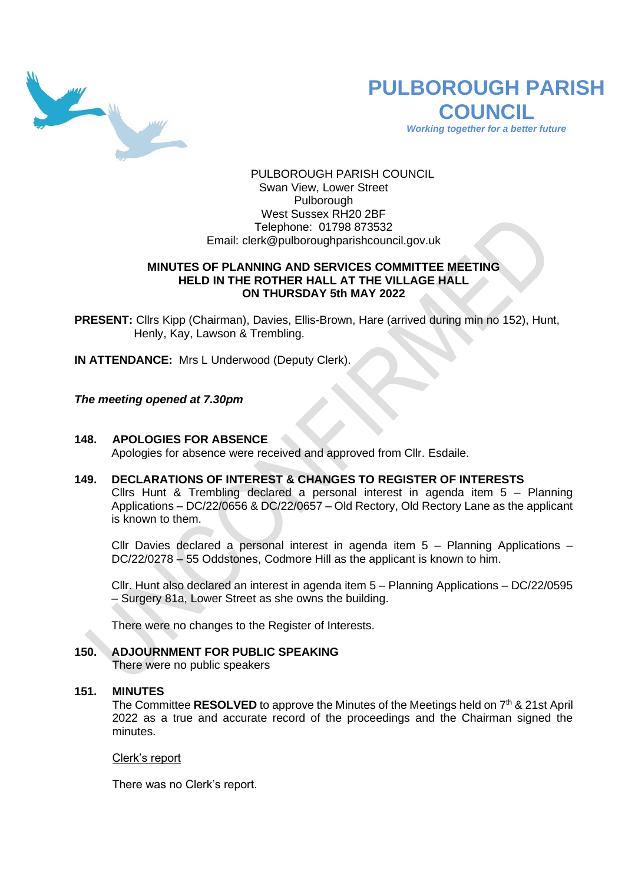# PULBOROUGH PARISH COUNCIL

*Working together for a better future*

PULBOROUGH PARISH COUNCIL
Swan View, Lower Street
Pulborough
West Sussex RH20 2BF
Telephone: 01798 873532
Email: clerk@pulboroughparishcouncil.gov.uk

**MINUTES OF PLANNING AND SERVICES COMMITTEE MEETING HELD IN THE ROTHER HALL AT THE VILLAGE HALL ON THURSDAY 5th MAY 2022**

**PRESENT:** Cllrs Kipp (Chairman), Davies, Ellis-Brown, Hare (arrived during min no 152), Hunt, Henly, Kay, Lawson & Trembling.

**IN ATTENDANCE:** Mrs L Underwood (Deputy Clerk).

***The meeting opened at 7.30pm***

**148. APOLOGIES FOR ABSENCE**

Apologies for absence were received and approved from Cllr. Esdaile.

**149. DECLARATIONS OF INTEREST & CHANGES TO REGISTER OF INTERESTS**

Cllrs Hunt & Trembling declared a personal interest in agenda item 5 – Planning Applications – DC/22/0656 & DC/22/0657 – Old Rectory, Old Rectory Lane as the applicant is known to them.

Cllr Davies declared a personal interest in agenda item 5 – Planning Applications – DC/22/0278 – 55 Oddstones, Codmore Hill as the applicant is known to him.

Cllr. Hunt also declared an interest in agenda item 5 – Planning Applications – DC/22/0595 – Surgery 81a, Lower Street as she owns the building.

There were no changes to the Register of Interests.

**150. ADJOURNMENT FOR PUBLIC SPEAKING**

There were no public speakers

**151. MINUTES**

The Committee **RESOLVED** to approve the Minutes of the Meetings held on 7th & 21st April 2022 as a true and accurate record of the proceedings and the Chairman signed the minutes.

Clerk's report

There was no Clerk's report.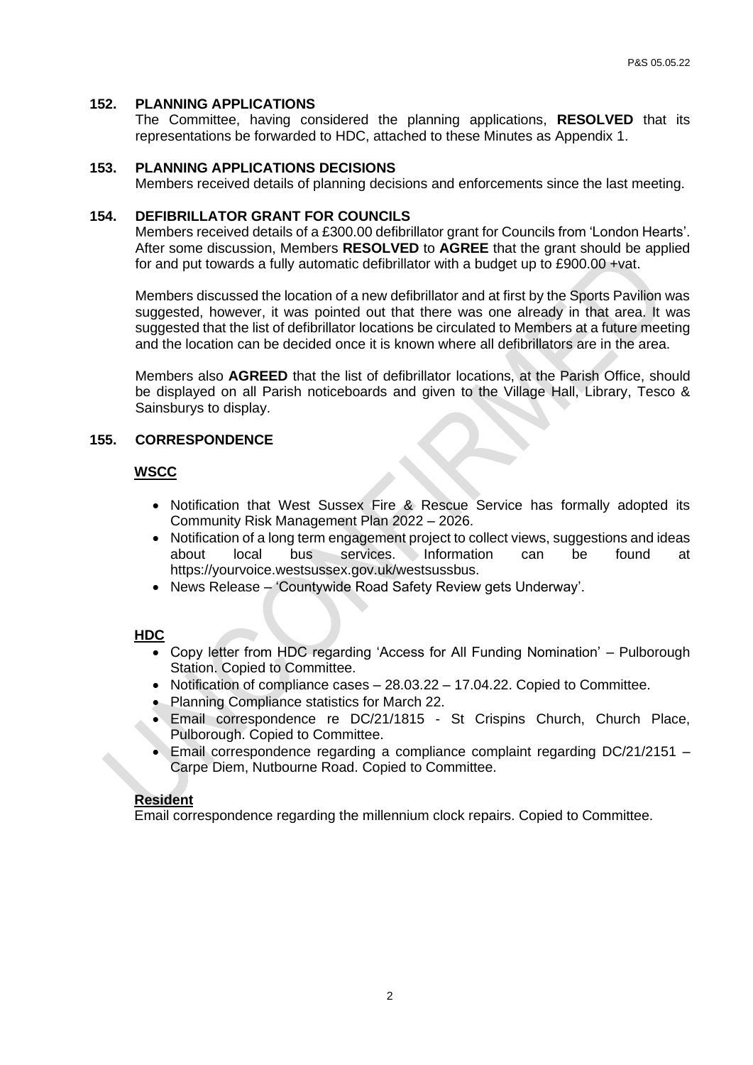## 152. PLANNING APPLICATIONS

The Committee, having considered the planning applications, **RESOLVED** that its representations be forwarded to HDC, attached to these Minutes as Appendix 1.

## 153. PLANNING APPLICATIONS DECISIONS

Members received details of planning decisions and enforcements since the last meeting.

## 154. DEFIBRILLATOR GRANT FOR COUNCILS

Members received details of a £300.00 defibrillator grant for Councils from 'London Hearts'. After some discussion, Members **RESOLVED** to **AGREE** that the grant should be applied for and put towards a fully automatic defibrillator with a budget up to £900.00 +vat.

Members discussed the location of a new defibrillator and at first by the Sports Pavilion was suggested, however, it was pointed out that there was one already in that area. It was suggested that the list of defibrillator locations be circulated to Members at a future meeting and the location can be decided once it is known where all defibrillators are in the area.

Members also **AGREED** that the list of defibrillator locations, at the Parish Office, should be displayed on all Parish noticeboards and given to the Village Hall, Library, Tesco & Sainsburys to display.

## 155. CORRESPONDENCE

**WSCC**

- Notification that West Sussex Fire & Rescue Service has formally adopted its Community Risk Management Plan 2022 – 2026.
- Notification of a long term engagement project to collect views, suggestions and ideas about local bus services. Information can be found at https://yourvoice.westsussex.gov.uk/westsussbus.
- News Release – 'Countywide Road Safety Review gets Underway'.

**HDC**

- Copy letter from HDC regarding 'Access for All Funding Nomination' – Pulborough Station. Copied to Committee.
- Notification of compliance cases – 28.03.22 – 17.04.22. Copied to Committee.
- Planning Compliance statistics for March 22.
- Email correspondence re DC/21/1815 - St Crispins Church, Church Place, Pulborough. Copied to Committee.
- Email correspondence regarding a compliance complaint regarding DC/21/2151 – Carpe Diem, Nutbourne Road. Copied to Committee.

**Resident**

Email correspondence regarding the millennium clock repairs. Copied to Committee.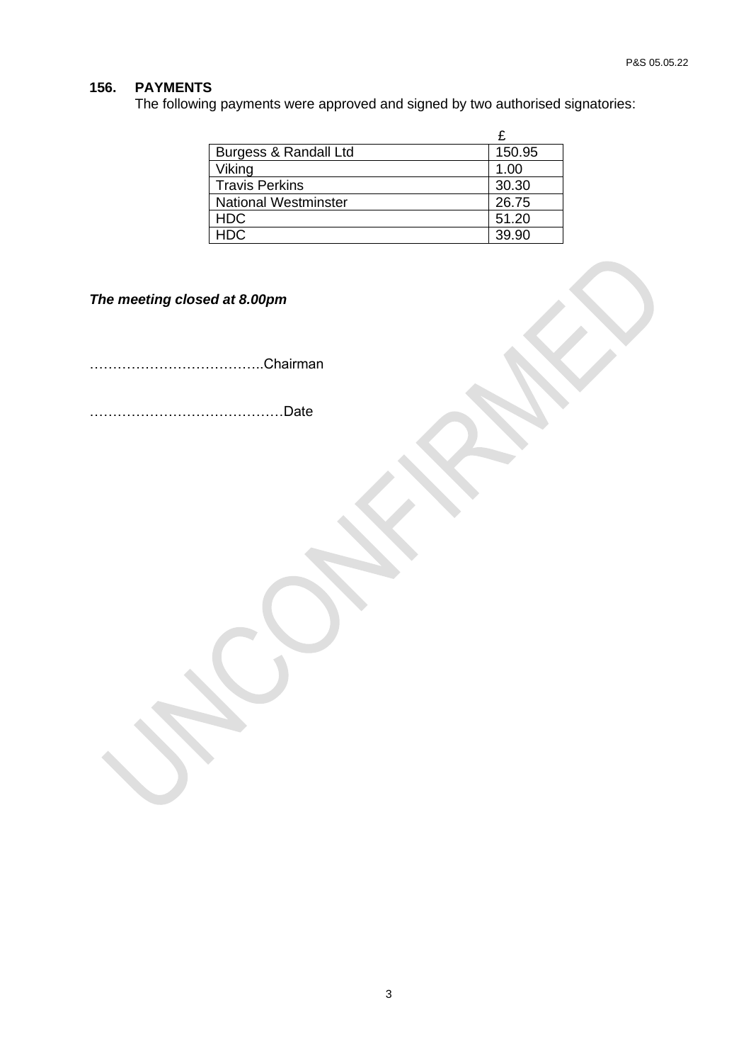## 156. PAYMENTS

The following payments were approved and signed by two authorised signatories:

| | £ |
|---|---|
| Burgess & Randall Ltd | 150.95 |
| Viking | 1.00 |
| Travis Perkins | 30.30 |
| National Westminster | 26.75 |
| HDC | 51.20 |
| HDC | 39.90 |

***The meeting closed at 8.00pm***

………………………………..Chairman

……………………………………Date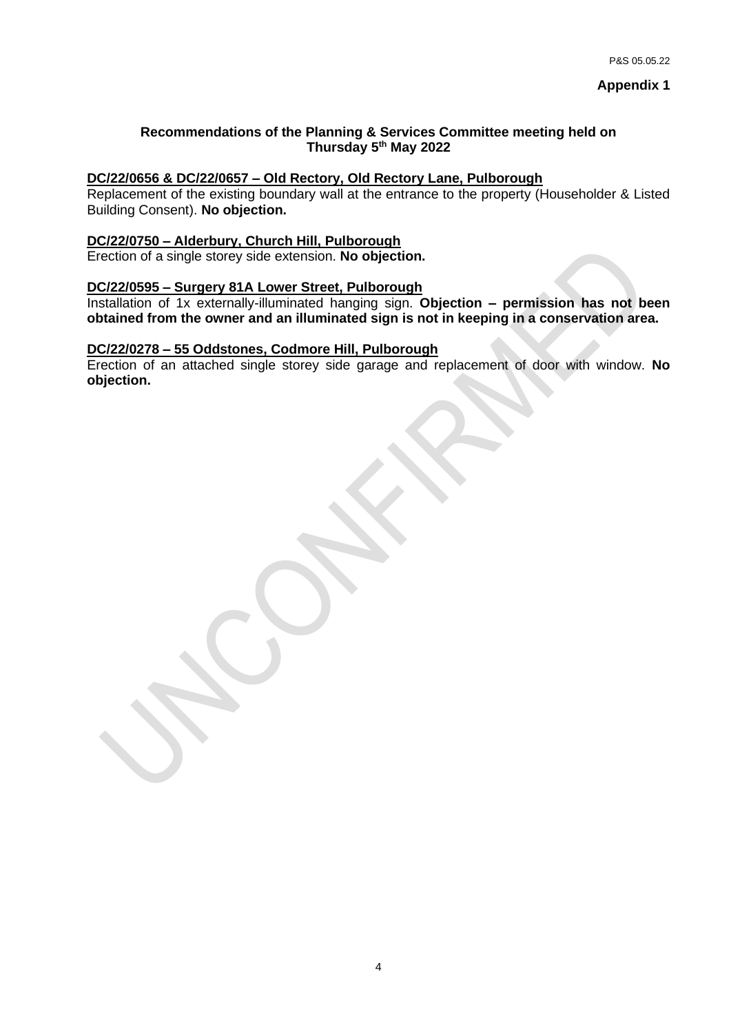**Appendix 1**

**Recommendations of the Planning & Services Committee meeting held on Thursday 5th May 2022**

**DC/22/0656 & DC/22/0657 – Old Rectory, Old Rectory Lane, Pulborough**
Replacement of the existing boundary wall at the entrance to the property (Householder & Listed Building Consent). **No objection.**

**DC/22/0750 – Alderbury, Church Hill, Pulborough**
Erection of a single storey side extension. **No objection.**

**DC/22/0595 – Surgery 81A Lower Street, Pulborough**
Installation of 1x externally-illuminated hanging sign. **Objection – permission has not been obtained from the owner and an illuminated sign is not in keeping in a conservation area.**

**DC/22/0278 – 55 Oddstones, Codmore Hill, Pulborough**
Erection of an attached single storey side garage and replacement of door with window. **No objection.**

UNCONFIRMED